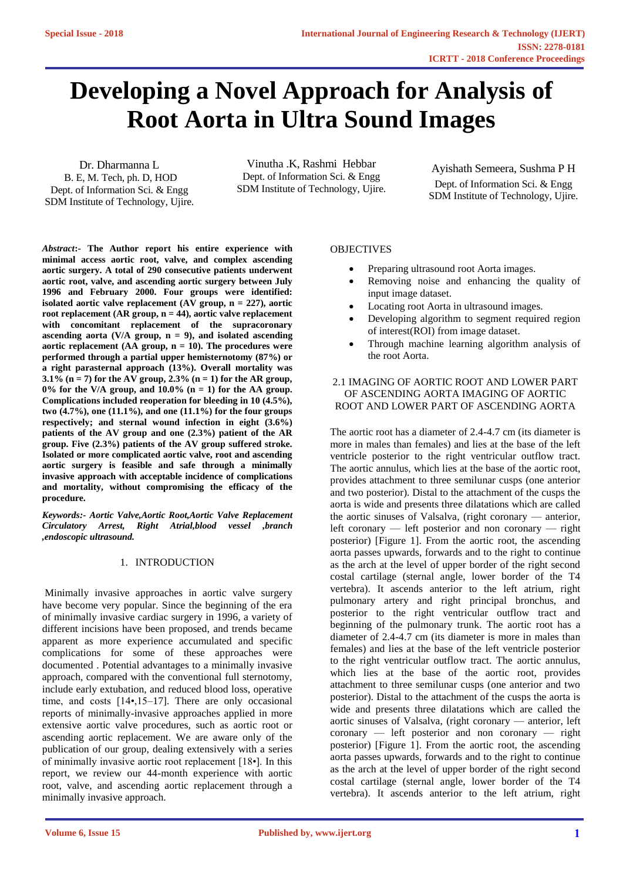# Developing a Novel Approach for Analysis of Root Aorta in Ultra Sound Images

Dr. Dharmanna L
B. E, M. Tech, ph. D, HOD
Dept. of Information Sci. & Engg
SDM Institute of Technology, Ujire.

Vinutha .K, Rashmi Hebbar
Dept. of Information Sci. & Engg
SDM Institute of Technology, Ujire.

Ayishath Semeera, Sushma P H
Dept. of Information Sci. & Engg
SDM Institute of Technology, Ujire.

***Abstract*:- The Author report his entire experience with minimal access aortic root, valve, and complex ascending aortic surgery. A total of 290 consecutive patients underwent aortic root, valve, and ascending aortic surgery between July 1996 and February 2000. Four groups were identified: isolated aortic valve replacement (AV group, n = 227), aortic root replacement (AR group, n = 44), aortic valve replacement with concomitant replacement of the supracoronary ascending aorta (V/A group, n = 9), and isolated ascending aortic replacement (AA group, n = 10). The procedures were performed through a partial upper hemisternotomy (87%) or a right parasternal approach (13%). Overall mortality was 3.1% (n = 7) for the AV group, 2.3% (n = 1) for the AR group, 0% for the V/A group, and 10.0% (n = 1) for the AA group. Complications included reoperation for bleeding in 10 (4.5%), two (4.7%), one (11.1%), and one (11.1%) for the four groups respectively; and sternal wound infection in eight (3.6%) patients of the AV group and one (2.3%) patient of the AR group. Five (2.3%) patients of the AV group suffered stroke. Isolated or more complicated aortic valve, root and ascending aortic surgery is feasible and safe through a minimally invasive approach with acceptable incidence of complications and mortality, without compromising the efficacy of the procedure.**

***Keywords:- Aortic Valve,Aortic Root,Aortic Valve Replacement Circulatory Arrest, Right Atrial,blood vessel ,branch ,endoscopic ultrasound.***

## 1. INTRODUCTION

Minimally invasive approaches in aortic valve surgery have become very popular. Since the beginning of the era of minimally invasive cardiac surgery in 1996, a variety of different incisions have been proposed, and trends became apparent as more experience accumulated and specific complications for some of these approaches were documented . Potential advantages to a minimally invasive approach, compared with the conventional full sternotomy, include early extubation, and reduced blood loss, operative time, and costs [14•,15–17]. There are only occasional reports of minimally-invasive approaches applied in more extensive aortic valve procedures, such as aortic root or ascending aortic replacement. We are aware only of the publication of our group, dealing extensively with a series of minimally invasive aortic root replacement [18•]. In this report, we review our 44-month experience with aortic root, valve, and ascending aortic replacement through a minimally invasive approach.

OBJECTIVES

- Preparing ultrasound root Aorta images.
- Removing noise and enhancing the quality of input image dataset.
- Locating root Aorta in ultrasound images.
- Developing algorithm to segment required region of interest(ROI) from image dataset.
- Through machine learning algorithm analysis of the root Aorta.

### 2.1 IMAGING OF AORTIC ROOT AND LOWER PART OF ASCENDING AORTA IMAGING OF AORTIC ROOT AND LOWER PART OF ASCENDING AORTA

The aortic root has a diameter of 2.4-4.7 cm (its diameter is more in males than females) and lies at the base of the left ventricle posterior to the right ventricular outflow tract. The aortic annulus, which lies at the base of the aortic root, provides attachment to three semilunar cusps (one anterior and two posterior). Distal to the attachment of the cusps the aorta is wide and presents three dilatations which are called the aortic sinuses of Valsalva, (right coronary — anterior, left coronary — left posterior and non coronary — right posterior) [Figure 1]. From the aortic root, the ascending aorta passes upwards, forwards and to the right to continue as the arch at the level of upper border of the right second costal cartilage (sternal angle, lower border of the T4 vertebra). It ascends anterior to the left atrium, right pulmonary artery and right principal bronchus, and posterior to the right ventricular outflow tract and beginning of the pulmonary trunk. The aortic root has a diameter of 2.4-4.7 cm (its diameter is more in males than females) and lies at the base of the left ventricle posterior to the right ventricular outflow tract. The aortic annulus, which lies at the base of the aortic root, provides attachment to three semilunar cusps (one anterior and two posterior). Distal to the attachment of the cusps the aorta is wide and presents three dilatations which are called the aortic sinuses of Valsalva, (right coronary — anterior, left coronary — left posterior and non coronary — right posterior) [Figure 1]. From the aortic root, the ascending aorta passes upwards, forwards and to the right to continue as the arch at the level of upper border of the right second costal cartilage (sternal angle, lower border of the T4 vertebra). It ascends anterior to the left atrium, right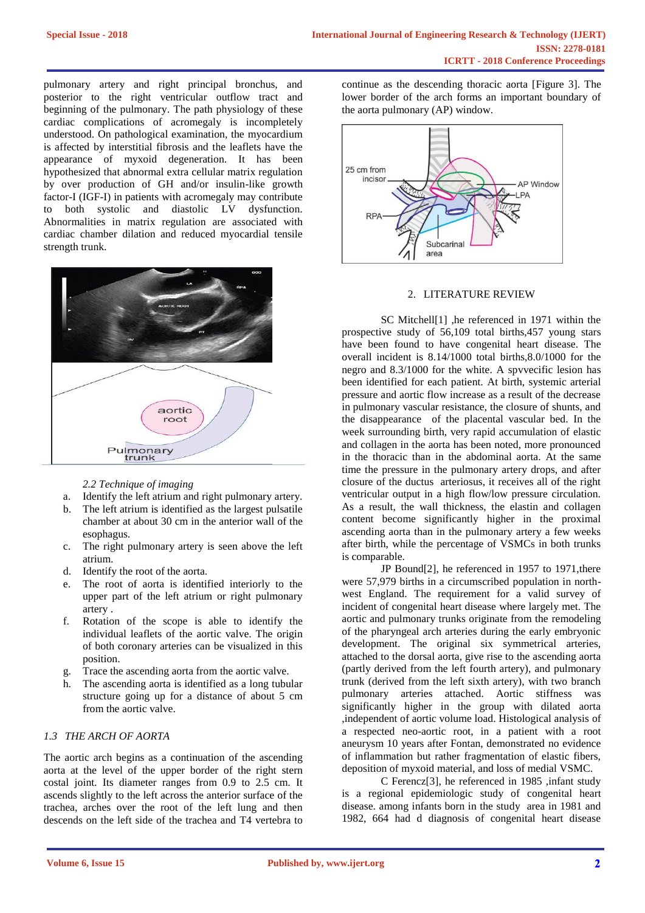pulmonary artery and right principal bronchus, and posterior to the right ventricular outflow tract and beginning of the pulmonary. The path physiology of these cardiac complications of acromegaly is incompletely understood. On pathological examination, the myocardium is affected by interstitial fibrosis and the leaflets have the appearance of myxoid degeneration. It has been hypothesized that abnormal extra cellular matrix regulation by over production of GH and/or insulin-like growth factor-I (IGF-I) in patients with acromegaly may contribute to both systolic and diastolic LV dysfunction. Abnormalities in matrix regulation are associated with cardiac chamber dilation and reduced myocardial tensile strength trunk.

*2.2 Technique of imaging*

a. Identify the left atrium and right pulmonary artery.
b. The left atrium is identified as the largest pulsatile chamber at about 30 cm in the anterior wall of the esophagus.
c. The right pulmonary artery is seen above the left atrium.
d. Identify the root of the aorta.
e. The root of aorta is identified interiorly to the upper part of the left atrium or right pulmonary artery .
f. Rotation of the scope is able to identify the individual leaflets of the aortic valve. The origin of both coronary arteries can be visualized in this position.
g. Trace the ascending aorta from the aortic valve.
h. The ascending aorta is identified as a long tubular structure going up for a distance of about 5 cm from the aortic valve.

*1.3 THE ARCH OF AORTA*

The aortic arch begins as a continuation of the ascending aorta at the level of the upper border of the right stern costal joint. Its diameter ranges from 0.9 to 2.5 cm. It ascends slightly to the left across the anterior surface of the trachea, arches over the root of the left lung and then descends on the left side of the trachea and T4 vertebra to continue as the descending thoracic aorta [Figure 3]. The lower border of the arch forms an important boundary of the aorta pulmonary (AP) window.

## 2. LITERATURE REVIEW

SC Mitchell[1] ,he referenced in 1971 within the prospective study of 56,109 total births,457 young stars have been found to have congenital heart disease. The overall incident is 8.14/1000 total births,8.0/1000 for the negro and 8.3/1000 for the white. A spvvecific lesion has been identified for each patient. At birth, systemic arterial pressure and aortic flow increase as a result of the decrease in pulmonary vascular resistance, the closure of shunts, and the disappearance of the placental vascular bed. In the week surrounding birth, very rapid accumulation of elastic and collagen in the aorta has been noted, more pronounced in the thoracic than in the abdominal aorta. At the same time the pressure in the pulmonary artery drops, and after closure of the ductus arteriosus, it receives all of the right ventricular output in a high flow/low pressure circulation. As a result, the wall thickness, the elastin and collagen content become significantly higher in the proximal ascending aorta than in the pulmonary artery a few weeks after birth, while the percentage of VSMCs in both trunks is comparable.

JP Bound[2], he referenced in 1957 to 1971,there were 57,979 births in a circumscribed population in north-west England. The requirement for a valid survey of incident of congenital heart disease where largely met. The aortic and pulmonary trunks originate from the remodeling of the pharyngeal arch arteries during the early embryonic development. The original six symmetrical arteries, attached to the dorsal aorta, give rise to the ascending aorta (partly derived from the left fourth artery), and pulmonary trunk (derived from the left sixth artery), with two branch pulmonary arteries attached. Aortic stiffness was significantly higher in the group with dilated aorta ,independent of aortic volume load. Histological analysis of a respected neo-aortic root, in a patient with a root aneurysm 10 years after Fontan, demonstrated no evidence of inflammation but rather fragmentation of elastic fibers, deposition of myxoid material, and loss of medial VSMC.

C Ferencz[3], he referenced in 1985 ,infant study is a regional epidemiologic study of congenital heart disease. among infants born in the study area in 1981 and 1982, 664 had d diagnosis of congenital heart disease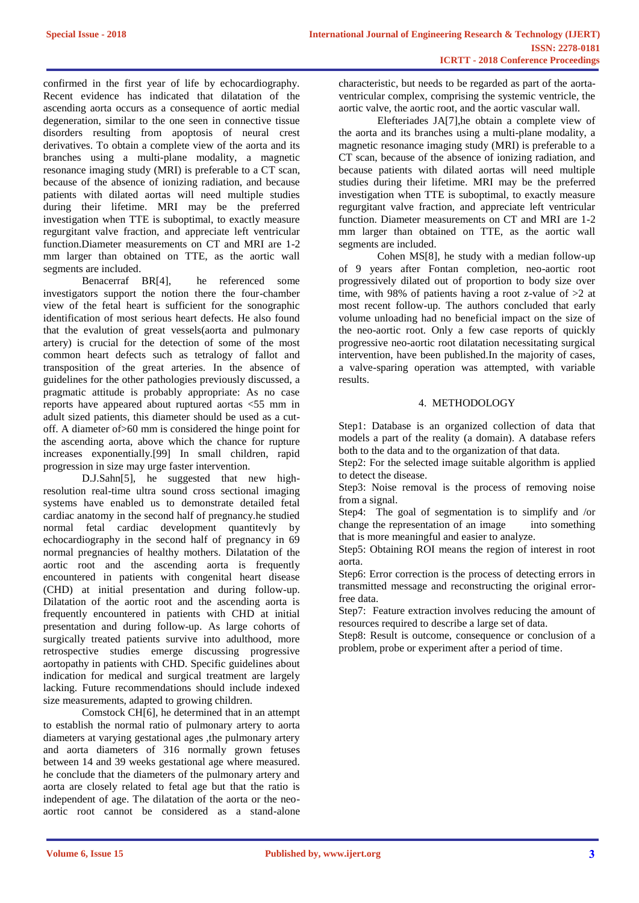confirmed in the first year of life by echocardiography. Recent evidence has indicated that dilatation of the ascending aorta occurs as a consequence of aortic medial degeneration, similar to the one seen in connective tissue disorders resulting from apoptosis of neural crest derivatives. To obtain a complete view of the aorta and its branches using a multi-plane modality, a magnetic resonance imaging study (MRI) is preferable to a CT scan, because of the absence of ionizing radiation, and because patients with dilated aortas will need multiple studies during their lifetime. MRI may be the preferred investigation when TTE is suboptimal, to exactly measure regurgitant valve fraction, and appreciate left ventricular function.Diameter measurements on CT and MRI are 1-2 mm larger than obtained on TTE, as the aortic wall segments are included.

Benacerraf BR[4], he referenced some investigators support the notion there the four-chamber view of the fetal heart is sufficient for the sonographic identification of most serious heart defects. He also found that the evalution of great vessels(aorta and pulmonary artery) is crucial for the detection of some of the most common heart defects such as tetralogy of fallot and transposition of the great arteries. In the absence of guidelines for the other pathologies previously discussed, a pragmatic attitude is probably appropriate: As no case reports have appeared about ruptured aortas <55 mm in adult sized patients, this diameter should be used as a cut-off. A diameter of>60 mm is considered the hinge point for the ascending aorta, above which the chance for rupture increases exponentially.[99] In small children, rapid progression in size may urge faster intervention.

D.J.Sahn[5], he suggested that new high-resolution real-time ultra sound cross sectional imaging systems have enabled us to demonstrate detailed fetal cardiac anatomy in the second half of pregnancy.he studied normal fetal cardiac development quantitevly by echocardiography in the second half of pregnancy in 69 normal pregnancies of healthy mothers. Dilatation of the aortic root and the ascending aorta is frequently encountered in patients with congenital heart disease (CHD) at initial presentation and during follow-up. Dilatation of the aortic root and the ascending aorta is frequently encountered in patients with CHD at initial presentation and during follow-up. As large cohorts of surgically treated patients survive into adulthood, more retrospective studies emerge discussing progressive aortopathy in patients with CHD. Specific guidelines about indication for medical and surgical treatment are largely lacking. Future recommendations should include indexed size measurements, adapted to growing children.

Comstock CH[6], he determined that in an attempt to establish the normal ratio of pulmonary artery to aorta diameters at varying gestational ages ,the pulmonary artery and aorta diameters of 316 normally grown fetuses between 14 and 39 weeks gestational age where measured. he conclude that the diameters of the pulmonary artery and aorta are closely related to fetal age but that the ratio is independent of age. The dilatation of the aorta or the neo-aortic root cannot be considered as a stand-alone characteristic, but needs to be regarded as part of the aorta-ventricular complex, comprising the systemic ventricle, the aortic valve, the aortic root, and the aortic vascular wall.

Elefteriades JA[7],he obtain a complete view of the aorta and its branches using a multi-plane modality, a magnetic resonance imaging study (MRI) is preferable to a CT scan, because of the absence of ionizing radiation, and because patients with dilated aortas will need multiple studies during their lifetime. MRI may be the preferred investigation when TTE is suboptimal, to exactly measure regurgitant valve fraction, and appreciate left ventricular function. Diameter measurements on CT and MRI are 1-2 mm larger than obtained on TTE, as the aortic wall segments are included.

Cohen MS[8], he study with a median follow-up of 9 years after Fontan completion, neo-aortic root progressively dilated out of proportion to body size over time, with 98% of patients having a root z-value of >2 at most recent follow-up. The authors concluded that early volume unloading had no beneficial impact on the size of the neo-aortic root. Only a few case reports of quickly progressive neo-aortic root dilatation necessitating surgical intervention, have been published.In the majority of cases, a valve-sparing operation was attempted, with variable results.

## 4. METHODOLOGY

Step1: Database is an organized collection of data that models a part of the reality (a domain). A database refers both to the data and to the organization of that data.

Step2: For the selected image suitable algorithm is applied to detect the disease.

Step3: Noise removal is the process of removing noise from a signal.

Step4: The goal of segmentation is to simplify and /or change the representation of an image into something that is more meaningful and easier to analyze.

Step5: Obtaining ROI means the region of interest in root aorta.

Step6: Error correction is the process of detecting errors in transmitted message and reconstructing the original error-free data.

Step7: Feature extraction involves reducing the amount of resources required to describe a large set of data.

Step8: Result is outcome, consequence or conclusion of a problem, probe or experiment after a period of time.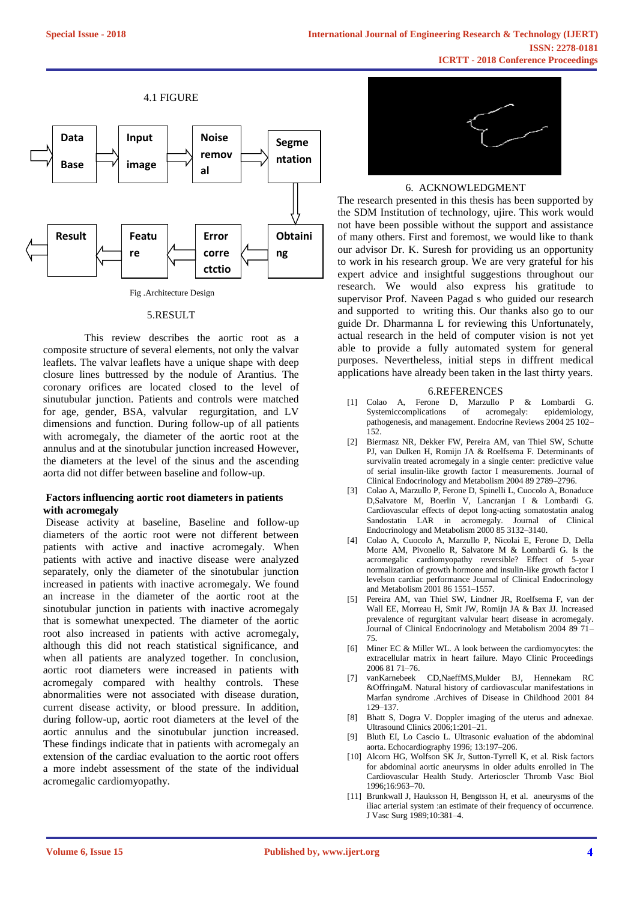4.1 FIGURE

Data Base

Input image

Noise removal

Segmentation

Obtaining

Error correctction

Feature

Result

Fig .Architecture Design

## 5.RESULT

This review describes the aortic root as a composite structure of several elements, not only the valvar leaflets. The valvar leaflets have a unique shape with deep closure lines buttressed by the nodule of Arantius. The coronary orifices are located closed to the level of sinutubular junction. Patients and controls were matched for age, gender, BSA, valvular regurgitation, and LV dimensions and function. During follow-up of all patients with acromegaly, the diameter of the aortic root at the annulus and at the sinotubular junction increased However, the diameters at the level of the sinus and the ascending aorta did not differ between baseline and follow-up.

### Factors influencing aortic root diameters in patients with acromegaly

Disease activity at baseline, Baseline and follow-up diameters of the aortic root were not different between patients with active and inactive acromegaly. When patients with active and inactive disease were analyzed separately, only the diameter of the sinotubular junction increased in patients with inactive acromegaly. We found an increase in the diameter of the aortic root at the sinotubular junction in patients with inactive acromegaly that is somewhat unexpected. The diameter of the aortic root also increased in patients with active acromegaly, although this did not reach statistical significance, and when all patients are analyzed together. In conclusion, aortic root diameters were increased in patients with acromegaly compared with healthy controls. These abnormalities were not associated with disease duration, current disease activity, or blood pressure. In addition, during follow-up, aortic root diameters at the level of the aortic annulus and the sinotubular junction increased. These findings indicate that in patients with acromegaly an extension of the cardiac evaluation to the aortic root offers a more indebt assessment of the state of the individual acromegalic cardiomyopathy.

## 6. ACKNOWLEDGMENT

The research presented in this thesis has been supported by the SDM Institution of technology, ujire. This work would not have been possible without the support and assistance of many others. First and foremost, we would like to thank our advisor Dr. K. Suresh for providing us an opportunity to work in his research group. We are very grateful for his expert advice and insightful suggestions throughout our research. We would also express his gratitude to supervisor Prof. Naveen Pagad s who guided our research and supported to writing this. Our thanks also go to our guide Dr. Dharmanna L for reviewing this Unfortunately, actual research in the held of computer vision is not yet able to provide a fully automated system for general purposes. Nevertheless, initial steps in diffrent medical applications have already been taken in the last thirty years.

## 6.REFERENCES

[1] Colao A, Ferone D, Marzullo P & Lombardi G. Systemiccomplications of acromegaly: epidemiology, pathogenesis, and management. Endocrine Reviews 2004 25 102–152.

[2] Biermasz NR, Dekker FW, Pereira AM, van Thiel SW, Schutte PJ, van Dulken H, Romijn JA & Roelfsema F. Determinants of survivalin treated acromegaly in a single center: predictive value of serial insulin-like growth factor I measurements. Journal of Clinical Endocrinology and Metabolism 2004 89 2789–2796.

[3] Colao A, Marzullo P, Ferone D, Spinelli L, Cuocolo A, Bonaduce D,Salvatore M, Boerlin V, Lancranjan I & Lombardi G. Cardiovascular effects of depot long-acting somatostatin analog Sandostatin LAR in acromegaly. Journal of Clinical Endocrinology and Metabolism 2000 85 3132–3140.

[4] Colao A, Cuocolo A, Marzullo P, Nicolai E, Ferone D, Della Morte AM, Pivonello R, Salvatore M & Lombardi G. Is the acromegalic cardiomyopathy reversible? Effect of 5-year normalization of growth hormone and insulin-like growth factor I levelson cardiac performance Journal of Clinical Endocrinology and Metabolism 2001 86 1551–1557.

[5] Pereira AM, van Thiel SW, Lindner JR, Roelfsema F, van der Wall EE, Morreau H, Smit JW, Romijn JA & Bax JJ. Increased prevalence of regurgitant valvular heart disease in acromegaly. Journal of Clinical Endocrinology and Metabolism 2004 89 71–75.

[6] Miner EC & Miller WL. A look between the cardiomyocytes: the extracellular matrix in heart failure. Mayo Clinic Proceedings 2006 81 71–76.

[7] vanKarnebeek CD,NaeffMS,Mulder BJ, Hennekam RC &OffringaM. Natural history of cardiovascular manifestations in Marfan syndrome .Archives of Disease in Childhood 2001 84 129–137.

[8] Bhatt S, Dogra V. Doppler imaging of the uterus and adnexae. Ultrasound Clinics 2006;1:201–21.

[9] Bluth EI, Lo Cascio L. Ultrasonic evaluation of the abdominal aorta. Echocardiography 1996; 13:197–206.

[10] Alcorn HG, Wolfson SK Jr, Sutton-Tyrrell K, et al. Risk factors for abdominal aortic aneurysms in older adults enrolled in The Cardiovascular Health Study. Arterioscler Thromb Vasc Biol 1996;16:963–70.

[11] Brunkwall J, Hauksson H, Bengtsson H, et al. aneurysms of the iliac arterial system :an estimate of their frequency of occurrence. J Vasc Surg 1989;10:381–4.